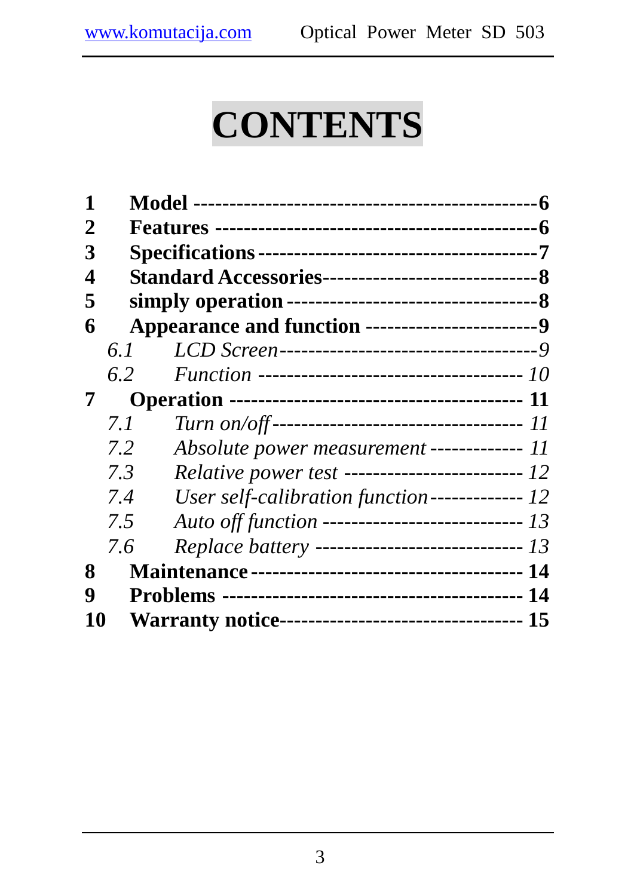# CONTENTS

| | | |
|---|---|---|
| **1** | **Model** | **6** |
| **2** | **Features** | **6** |
| **3** | **Specifications** | **7** |
| **4** | **Standard Accessories** | **8** |
| **5** | **simply operation** | **8** |
| **6** | **Appearance and function** | **9** |
| *6.1* | *LCD Screen* | *9* |
| *6.2* | *Function* | *10* |
| **7** | **Operation** | **11** |
| *7.1* | *Turn on/off* | *11* |
| *7.2* | *Absolute power measurement* | *11* |
| *7.3* | *Relative power test* | *12* |
| *7.4* | *User self-calibration function* | *12* |
| *7.5* | *Auto off function* | *13* |
| *7.6* | *Replace battery* | *13* |
| **8** | **Maintenance** | **14** |
| **9** | **Problems** | **14** |
| **10** | **Warranty notice** | **15** |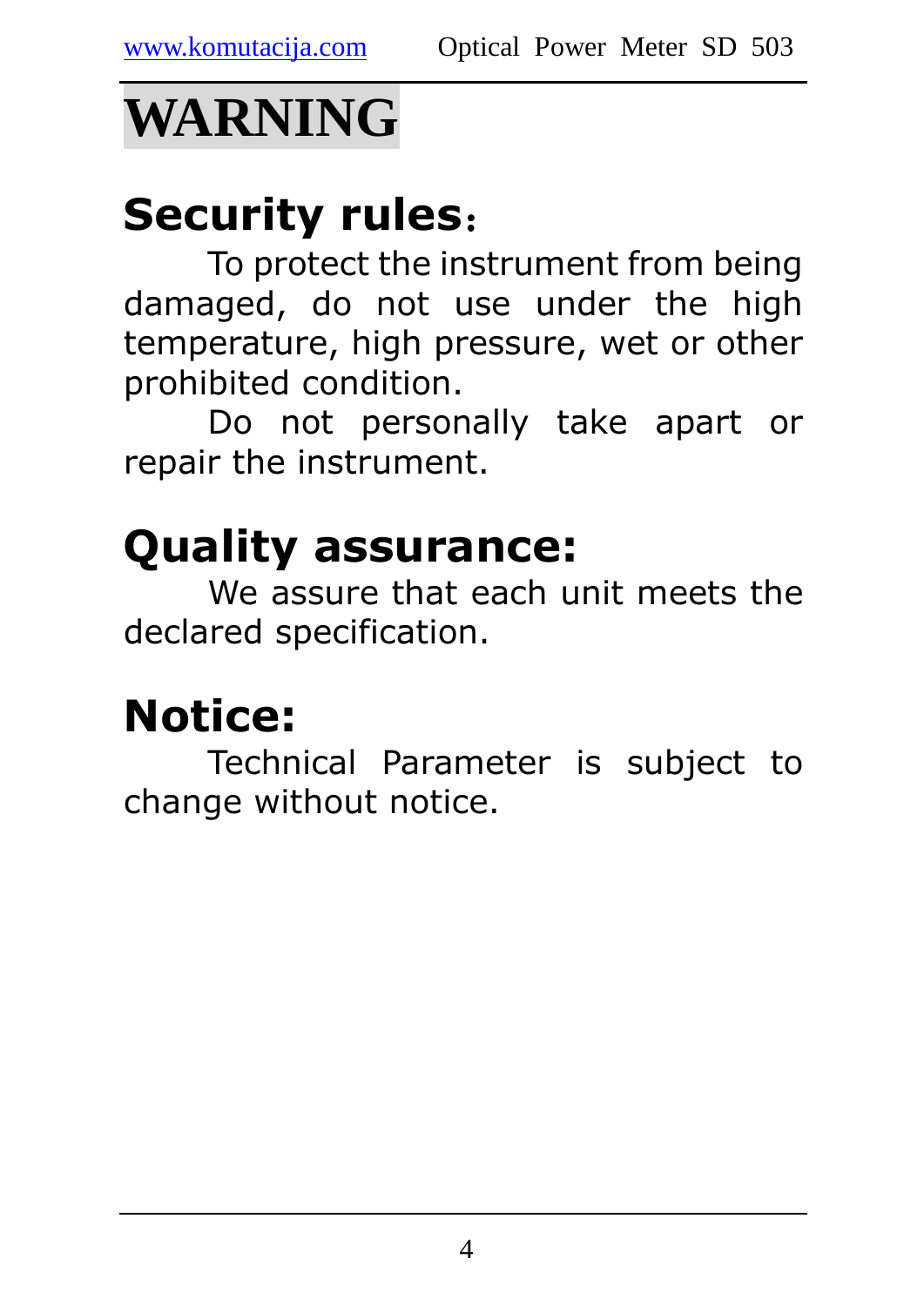# WARNING

## Security rules：

To protect the instrument from being damaged, do not use under the high temperature, high pressure, wet or other prohibited condition.

Do not personally take apart or repair the instrument.

## Quality assurance:

We assure that each unit meets the declared specification.

## Notice:

Technical Parameter is subject to change without notice.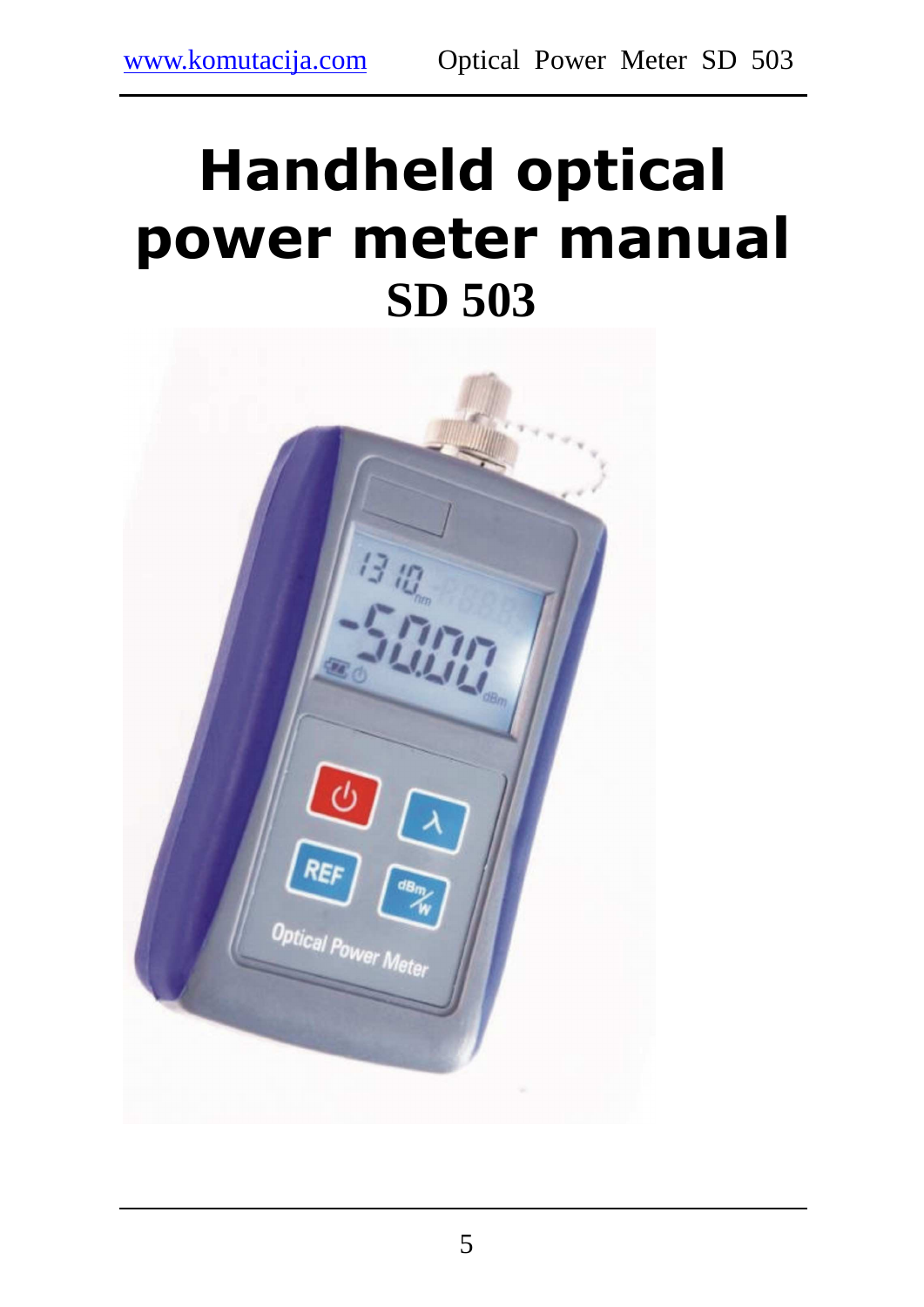# Handheld optical power meter manual

## SD 503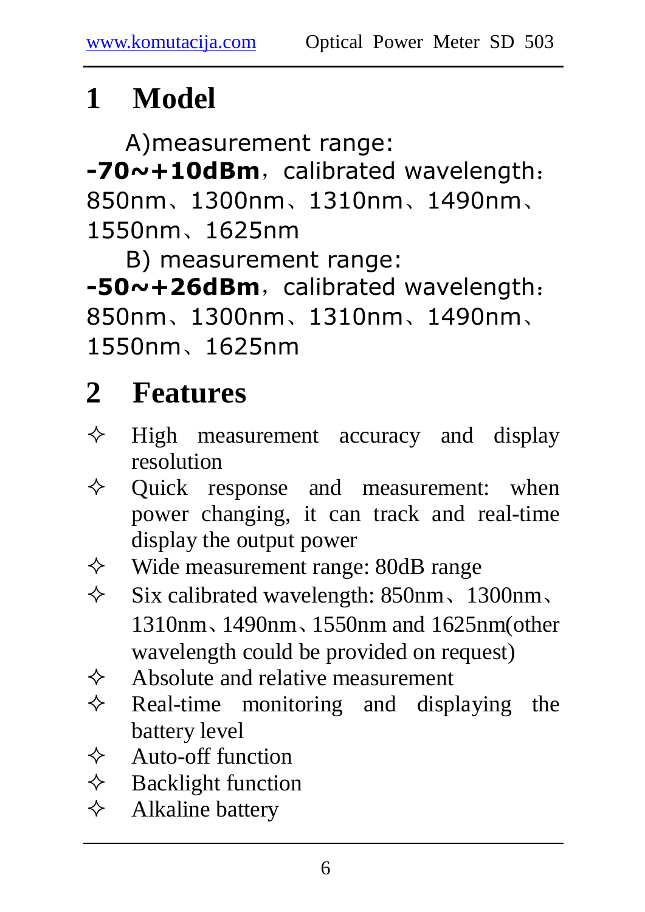# 1 Model

A)measurement range:

**-70~+10dBm**，calibrated wavelength：850nm、1300nm、1310nm、1490nm、1550nm、1625nm

B) measurement range:

**-50~+26dBm**，calibrated wavelength：850nm、1300nm、1310nm、1490nm、1550nm、1625nm

# 2 Features

- ✧ High measurement accuracy and display resolution
- ✧ Quick response and measurement: when power changing, it can track and real-time display the output power
- ✧ Wide measurement range: 80dB range
- ✧ Six calibrated wavelength: 850nm、1300nm、1310nm、1490nm、1550nm and 1625nm(other wavelength could be provided on request)
- ✧ Absolute and relative measurement
- ✧ Real-time monitoring and displaying the battery level
- ✧ Auto-off function
- ✧ Backlight function
- ✧ Alkaline battery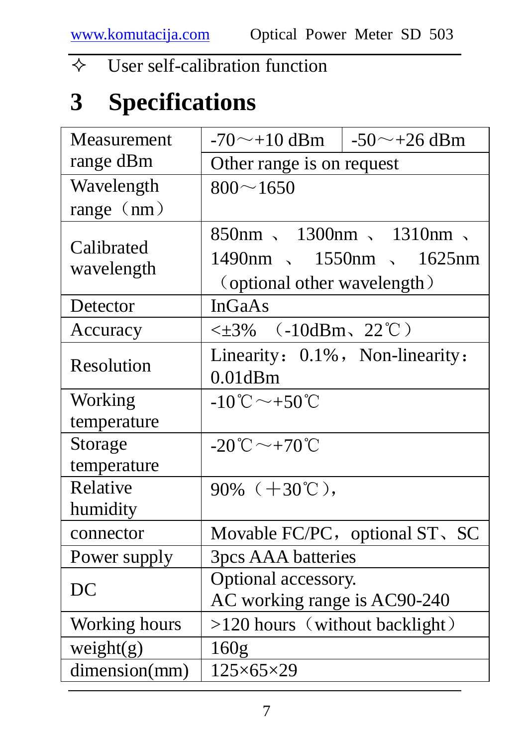✧ User self-calibration function

# 3 Specifications

| Measurement range dBm | -70～+10 dBm | -50～+26 dBm |
| --- | --- | --- |
| | Other range is on request | |
| Wavelength range（nm） | 800～1650 | |
| Calibrated wavelength | 850nm 、 1300nm 、 1310nm 、 1490nm 、 1550nm 、 1625nm （optional other wavelength） | |
| Detector | InGaAs | |
| Accuracy | <±3% （-10dBm、22℃） | |
| Resolution | Linearity：0.1%，Non-linearity：0.01dBm | |
| Working temperature | -10℃～+50℃ | |
| Storage temperature | -20℃～+70℃ | |
| Relative humidity | 90%（＋30℃）， | |
| connector | Movable FC/PC，optional ST、SC | |
| Power supply | 3pcs AAA batteries | |
| DC | Optional accessory. AC working range is AC90-240 | |
| Working hours | >120 hours（without backlight） | |
| weight(g) | 160g | |
| dimension(mm) | 125×65×29 | |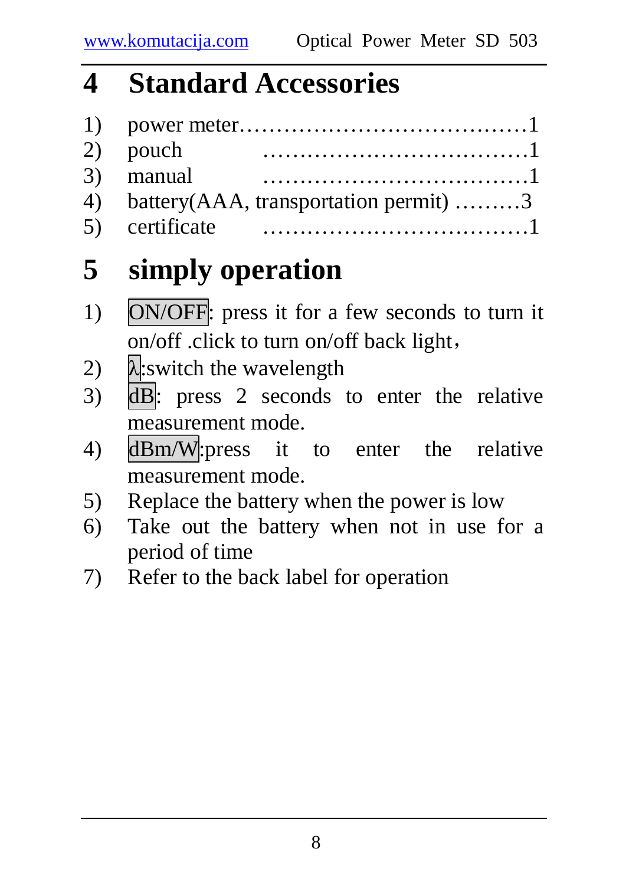# 4 Standard Accessories

1) power meter……………………………………1
2) pouch ………………………………1
3) manual ………………………………1
4) battery(AAA, transportation permit) ………3
5) certificate ………………………………1

# 5 simply operation

1) ON/OFF: press it for a few seconds to turn it on/off .click to turn on/off back light，
2) λ:switch the wavelength
3) dB: press 2 seconds to enter the relative measurement mode.
4) dBm/W:press it to enter the relative measurement mode.
5) Replace the battery when the power is low
6) Take out the battery when not in use for a period of time
7) Refer to the back label for operation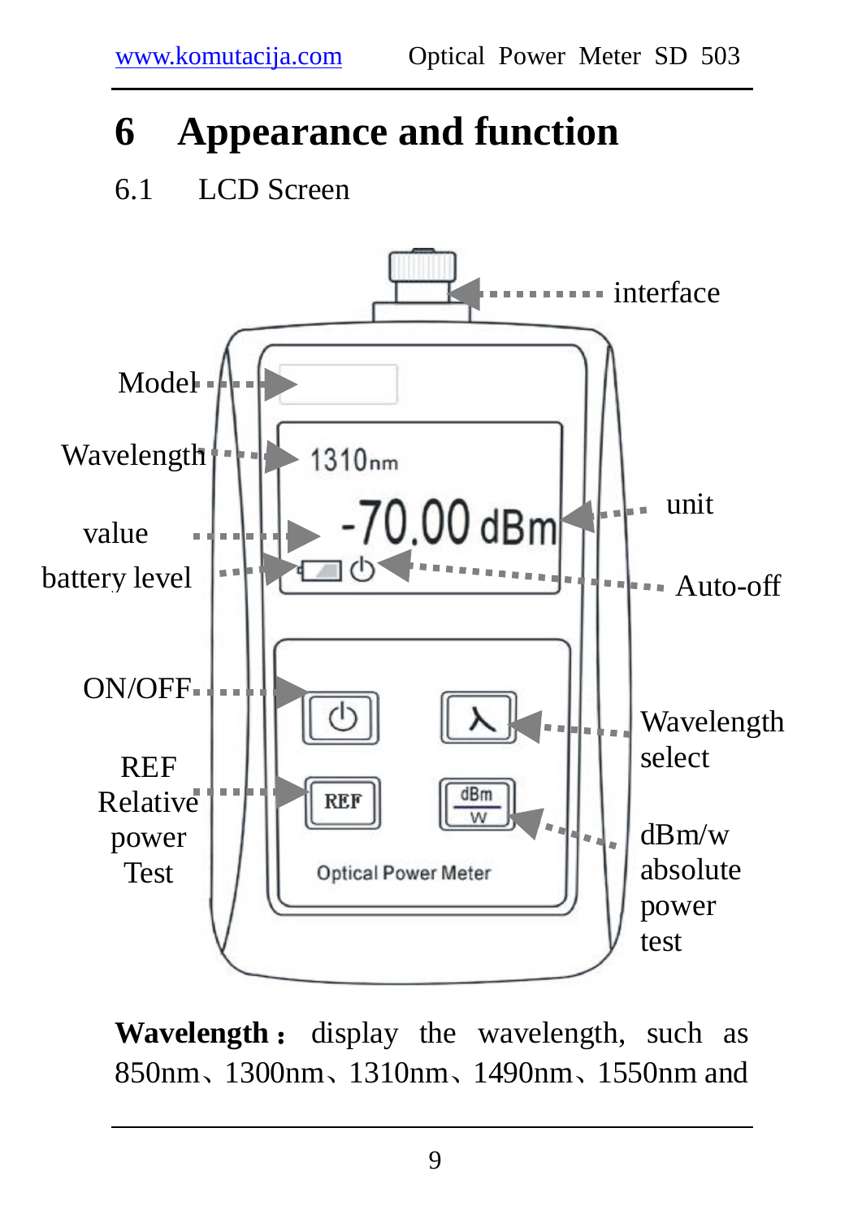# 6 Appearance and function

## 6.1 LCD Screen

interface

Model

Wavelength

1310nm

-70.00 dBm

value

unit

battery level

Auto-off

ON/OFF

Wavelength select

REF Relative power Test

REF

dBm W

dBm/w absolute power test

Optical Power Meter

**Wavelength：** display the wavelength, such as 850nm、1300nm、1310nm、1490nm、1550nm and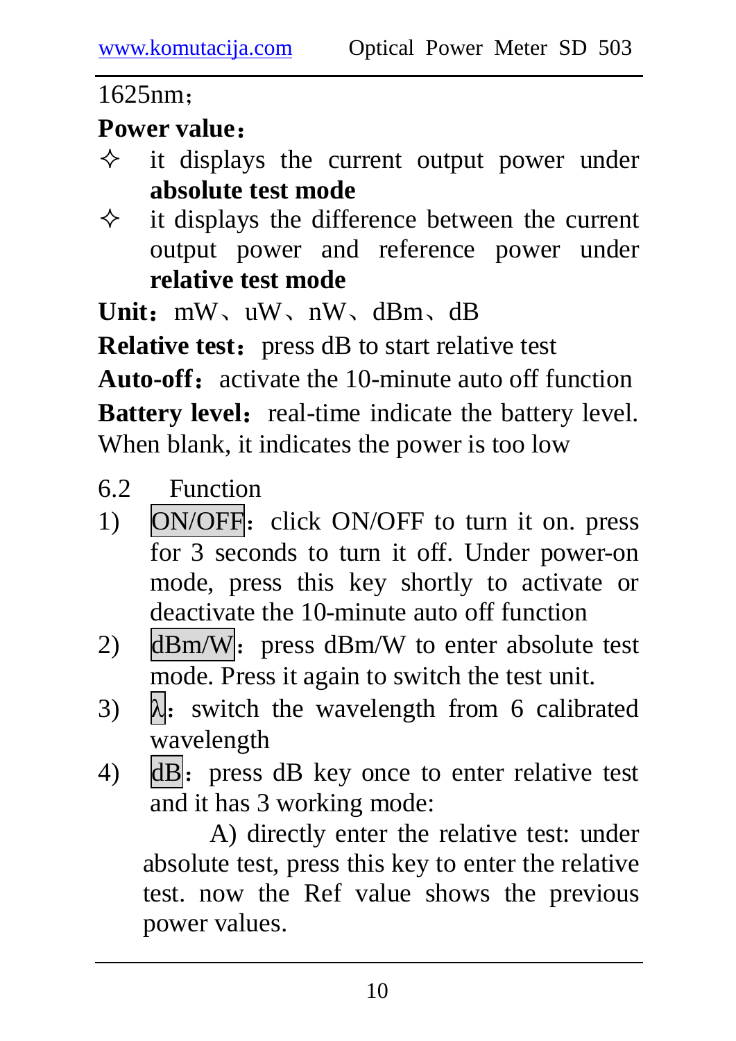1625nm；

**Power value：**

- ✧ it displays the current output power under **absolute test mode**
- ✧ it displays the difference between the current output power and reference power under **relative test mode**

**Unit：** mW、uW、nW、dBm、dB

**Relative test：** press dB to start relative test

**Auto-off：** activate the 10-minute auto off function

**Battery level：** real-time indicate the battery level. When blank, it indicates the power is too low

## 6.2 Function

1) ON/OFF：click ON/OFF to turn it on. press for 3 seconds to turn it off. Under power-on mode, press this key shortly to activate or deactivate the 10-minute auto off function
2) dBm/W：press dBm/W to enter absolute test mode. Press it again to switch the test unit.
3) λ：switch the wavelength from 6 calibrated wavelength
4) dB：press dB key once to enter relative test and it has 3 working mode:

   A) directly enter the relative test: under absolute test, press this key to enter the relative test. now the Ref value shows the previous power values.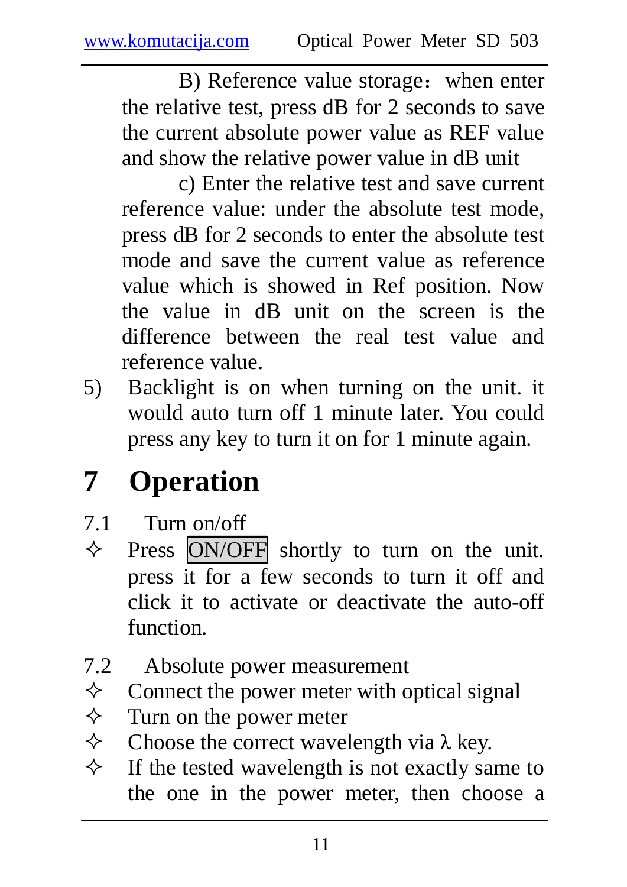B) Reference value storage：when enter the relative test, press dB for 2 seconds to save the current absolute power value as REF value and show the relative power value in dB unit

c) Enter the relative test and save current reference value: under the absolute test mode, press dB for 2 seconds to enter the absolute test mode and save the current value as reference value which is showed in Ref position. Now the value in dB unit on the screen is the difference between the real test value and reference value.

5) Backlight is on when turning on the unit. it would auto turn off 1 minute later. You could press any key to turn it on for 1 minute again.

# 7 Operation

7.1 Turn on/off

- ✧ Press ON/OFF shortly to turn on the unit. press it for a few seconds to turn it off and click it to activate or deactivate the auto-off function.

7.2 Absolute power measurement

- ✧ Connect the power meter with optical signal
- ✧ Turn on the power meter
- ✧ Choose the correct wavelength via λ key.
- ✧ If the tested wavelength is not exactly same to the one in the power meter, then choose a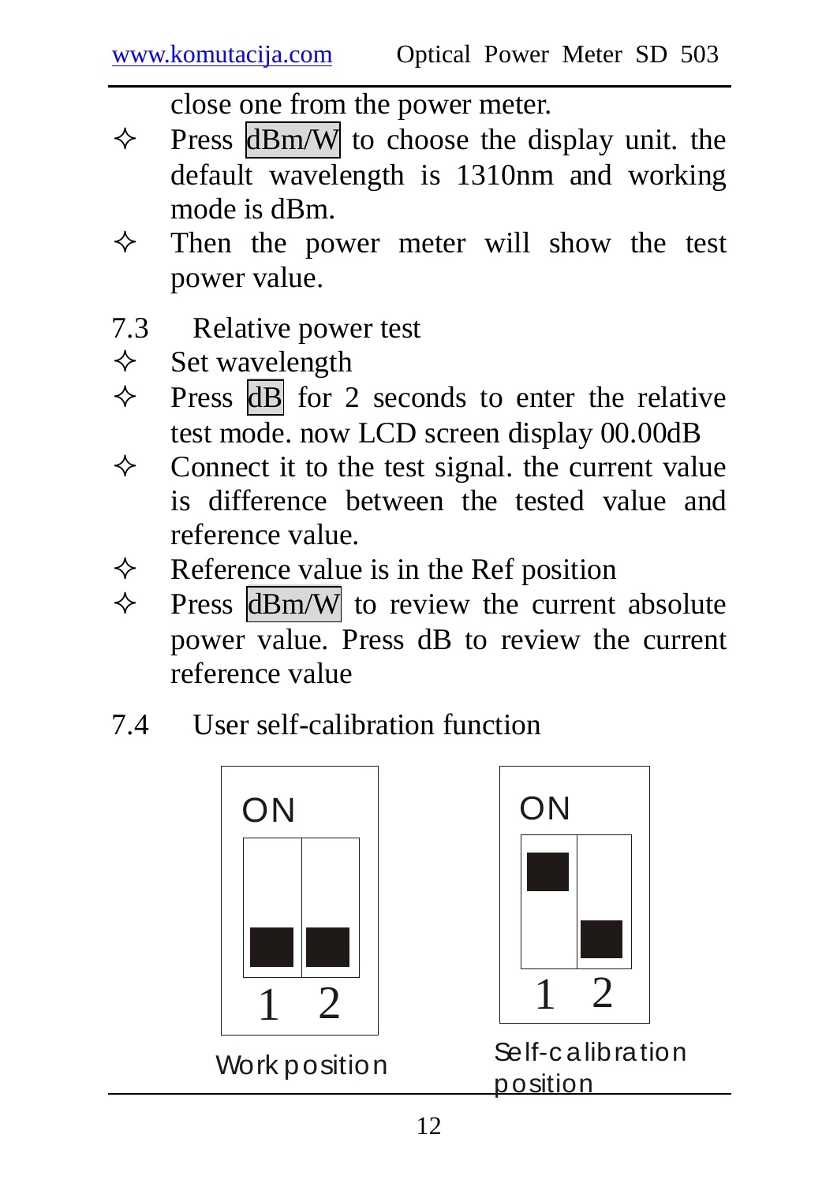close one from the power meter.

- Press dBm/W to choose the display unit. the default wavelength is 1310nm and working mode is dBm.
- Then the power meter will show the test power value.

## 7.3 Relative power test

- Set wavelength
- Press dB for 2 seconds to enter the relative test mode. now LCD screen display 00.00dB
- Connect it to the test signal. the current value is difference between the tested value and reference value.
- Reference value is in the Ref position
- Press dBm/W to review the current absolute power value. Press dB to review the current reference value

## 7.4 User self-calibration function

Work position

Self-calibration position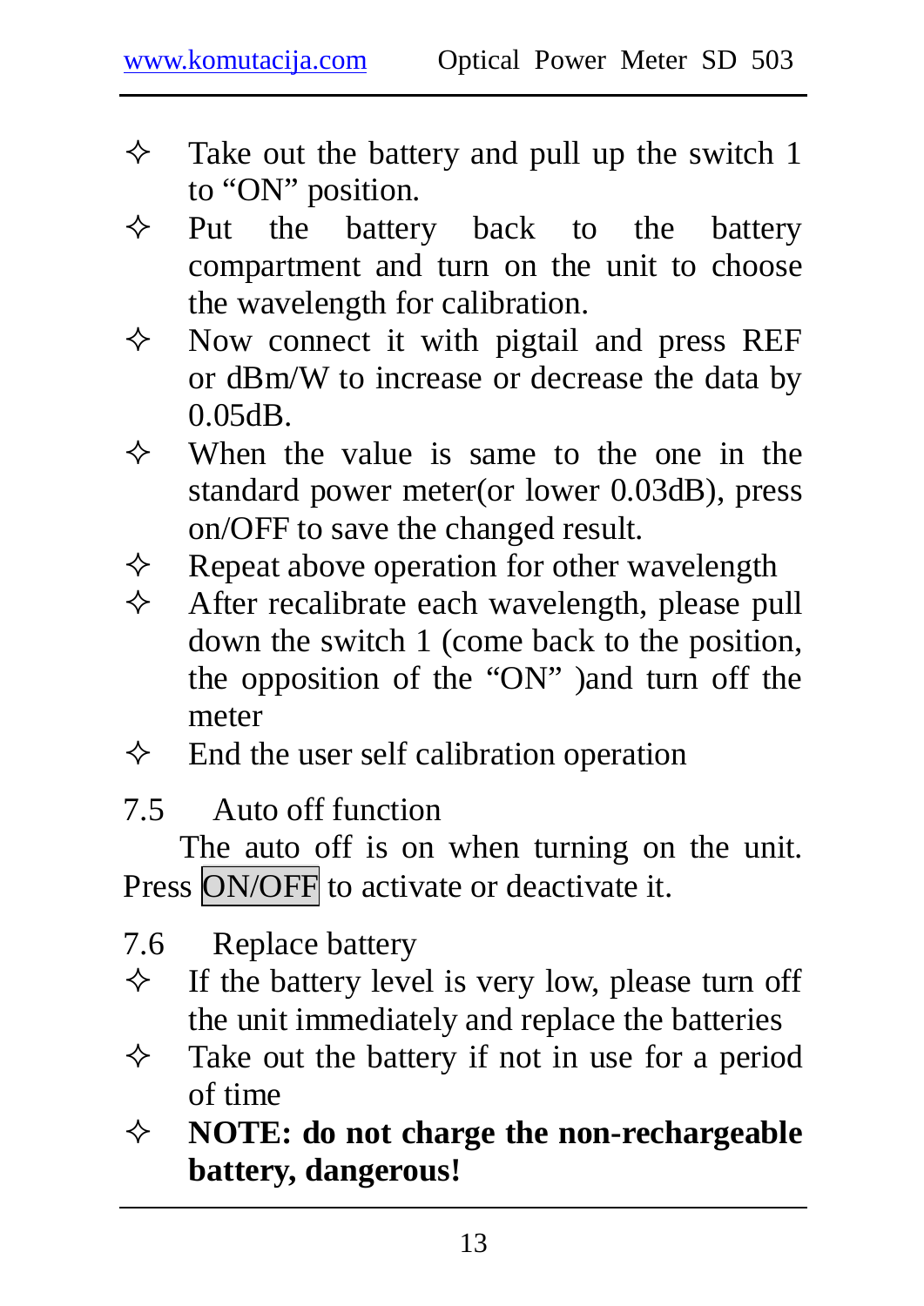- Take out the battery and pull up the switch 1 to “ON” position.
- Put the battery back to the battery compartment and turn on the unit to choose the wavelength for calibration.
- Now connect it with pigtail and press REF or dBm/W to increase or decrease the data by 0.05dB.
- When the value is same to the one in the standard power meter(or lower 0.03dB), press on/OFF to save the changed result.
- Repeat above operation for other wavelength
- After recalibrate each wavelength, please pull down the switch 1 (come back to the position, the opposition of the “ON” )and turn off the meter
- End the user self calibration operation

## 7.5 Auto off function

The auto off is on when turning on the unit. Press ON/OFF to activate or deactivate it.

## 7.6 Replace battery

- If the battery level is very low, please turn off the unit immediately and replace the batteries
- Take out the battery if not in use for a period of time
- **NOTE: do not charge the non-rechargeable battery, dangerous!**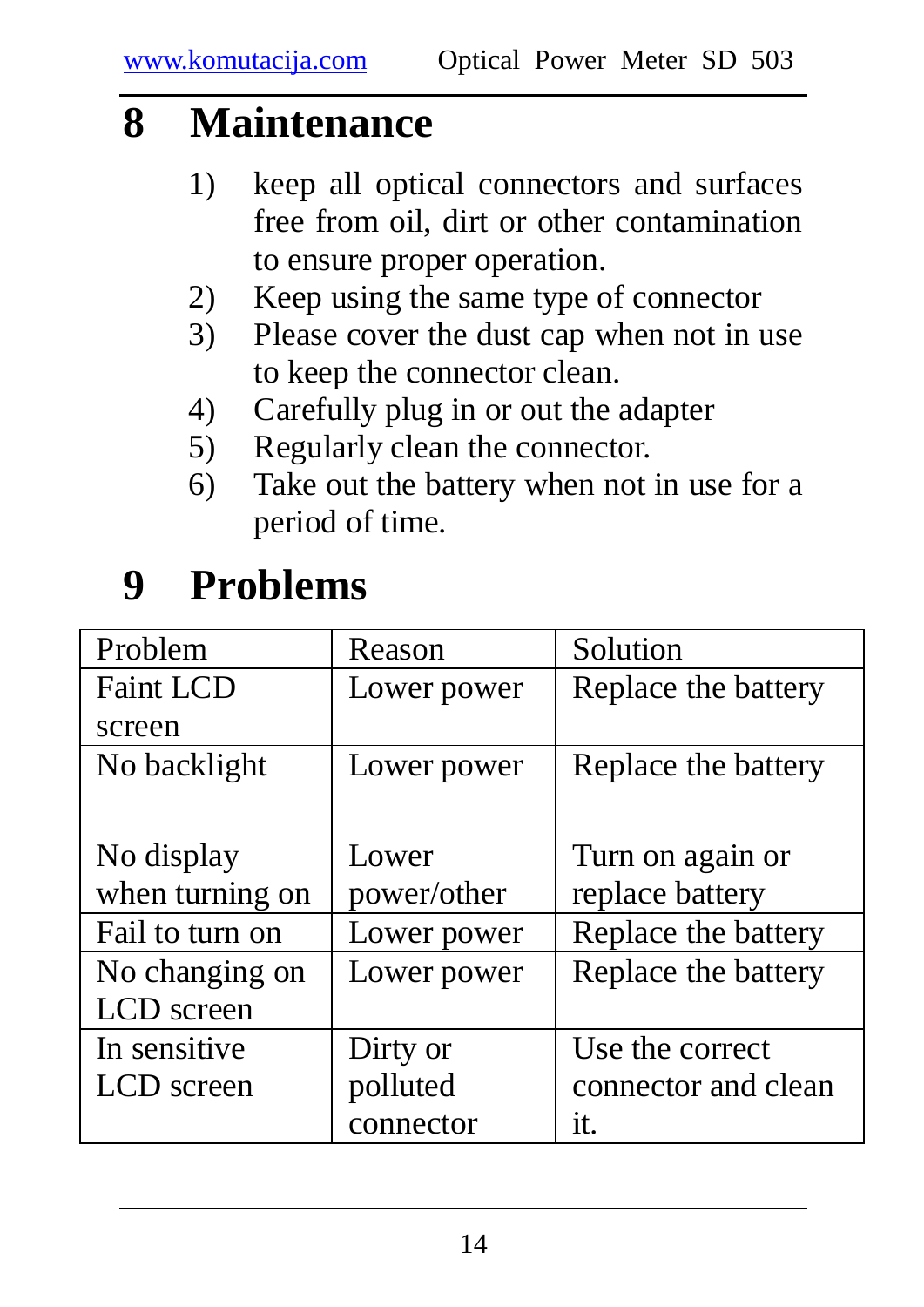# 8 Maintenance

1) keep all optical connectors and surfaces free from oil, dirt or other contamination to ensure proper operation.
2) Keep using the same type of connector
3) Please cover the dust cap when not in use to keep the connector clean.
4) Carefully plug in or out the adapter
5) Regularly clean the connector.
6) Take out the battery when not in use for a period of time.

# 9 Problems

| Problem | Reason | Solution |
|---|---|---|
| Faint LCD screen | Lower power | Replace the battery |
| No backlight | Lower power | Replace the battery |
| No display when turning on | Lower power/other | Turn on again or replace battery |
| Fail to turn on | Lower power | Replace the battery |
| No changing on LCD screen | Lower power | Replace the battery |
| In sensitive LCD screen | Dirty or polluted connector | Use the correct connector and clean it. |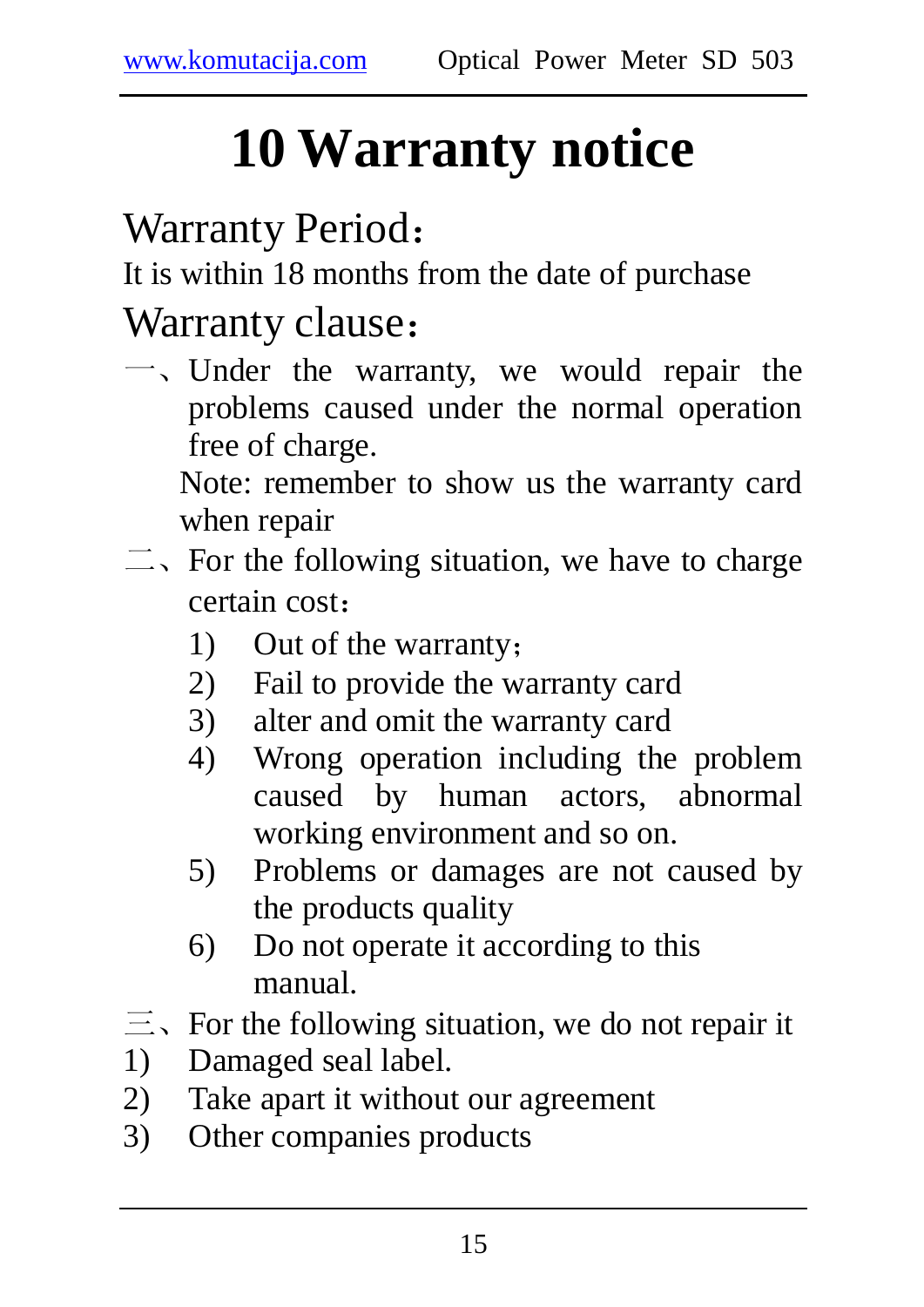# 10 Warranty notice

## Warranty Period：

It is within 18 months from the date of purchase

## Warranty clause：

一、Under the warranty, we would repair the problems caused under the normal operation free of charge.

Note: remember to show us the warranty card when repair

二、For the following situation, we have to charge certain cost：

1) Out of the warranty；
2) Fail to provide the warranty card
3) alter and omit the warranty card
4) Wrong operation including the problem caused by human actors, abnormal working environment and so on.
5) Problems or damages are not caused by the products quality
6) Do not operate it according to this manual.

三、For the following situation, we do not repair it

1) Damaged seal label.
2) Take apart it without our agreement
3) Other companies products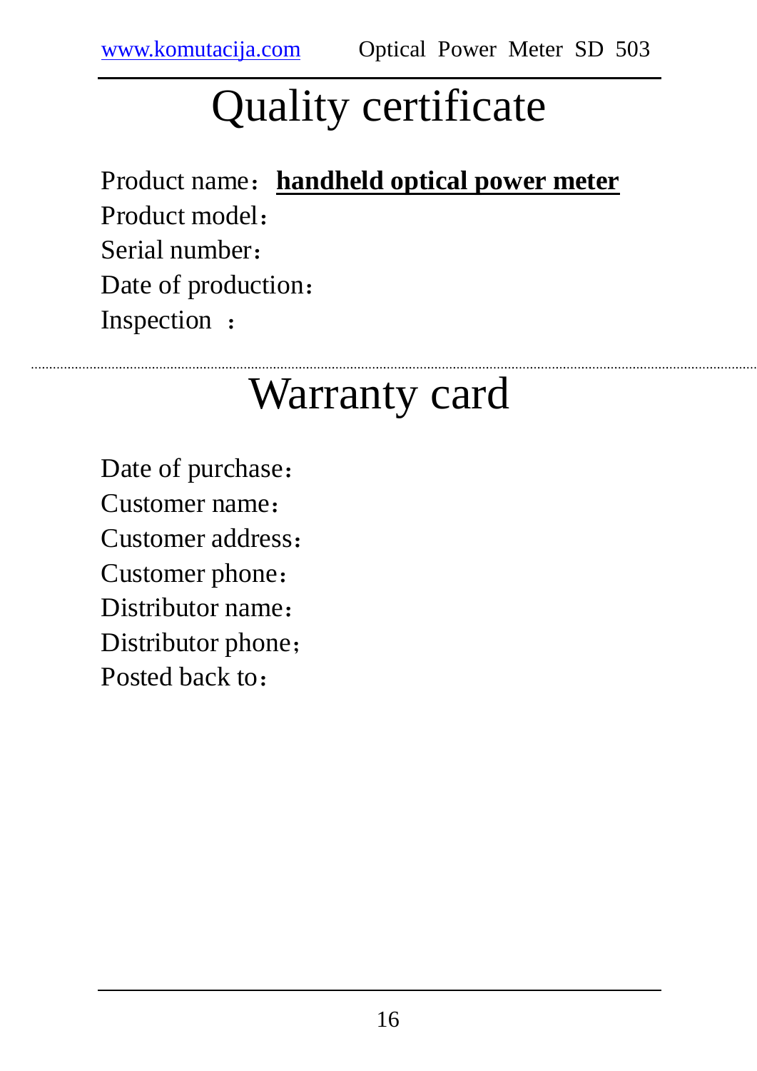# Quality certificate

Product name：**handheld optical power meter**

Product model：

Serial number：

Date of production：

Inspection ：

---

# Warranty card

Date of purchase：

Customer name：

Customer address：

Customer phone：

Distributor name：

Distributor phone；

Posted back to：